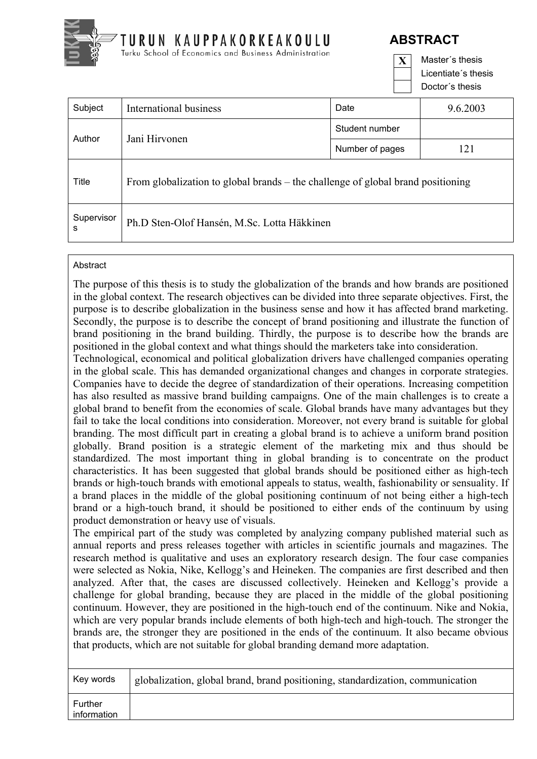**TURUN KAUPPAKORKEAKOULU**
Turku School of Economics and Business Administration

# ABSTRACT

| | |
|---|---|
| X | Master´s thesis |
| | Licentiate´s thesis |
| | Doctor´s thesis |

| | | | |
|---|---|---|---|
| Subject | International business | Date | 9.6.2003 |
| Author | Jani Hirvonen | Student number | |
| | | Number of pages | 121 |
| Title | From globalization to global brands – the challenge of global brand positioning | | |
| Supervisors | Ph.D Sten-Olof Hansén, M.Sc. Lotta Häkkinen | | |

## Abstract

The purpose of this thesis is to study the globalization of the brands and how brands are positioned in the global context. The research objectives can be divided into three separate objectives. First, the purpose is to describe globalization in the business sense and how it has affected brand marketing. Secondly, the purpose is to describe the concept of brand positioning and illustrate the function of brand positioning in the brand building. Thirdly, the purpose is to describe how the brands are positioned in the global context and what things should the marketers take into consideration.

Technological, economical and political globalization drivers have challenged companies operating in the global scale. This has demanded organizational changes and changes in corporate strategies. Companies have to decide the degree of standardization of their operations. Increasing competition has also resulted as massive brand building campaigns. One of the main challenges is to create a global brand to benefit from the economies of scale. Global brands have many advantages but they fail to take the local conditions into consideration. Moreover, not every brand is suitable for global branding. The most difficult part in creating a global brand is to achieve a uniform brand position globally. Brand position is a strategic element of the marketing mix and thus should be standardized. The most important thing in global branding is to concentrate on the product characteristics. It has been suggested that global brands should be positioned either as high-tech brands or high-touch brands with emotional appeals to status, wealth, fashionability or sensuality. If a brand places in the middle of the global positioning continuum of not being either a high-tech brand or a high-touch brand, it should be positioned to either ends of the continuum by using product demonstration or heavy use of visuals.

The empirical part of the study was completed by analyzing company published material such as annual reports and press releases together with articles in scientific journals and magazines. The research method is qualitative and uses an exploratory research design. The four case companies were selected as Nokia, Nike, Kellogg's and Heineken. The companies are first described and then analyzed. After that, the cases are discussed collectively. Heineken and Kellogg's provide a challenge for global branding, because they are placed in the middle of the global positioning continuum. However, they are positioned in the high-touch end of the continuum. Nike and Nokia, which are very popular brands include elements of both high-tech and high-touch. The stronger the brands are, the stronger they are positioned in the ends of the continuum. It also became obvious that products, which are not suitable for global branding demand more adaptation.

| | |
|---|---|
| Key words | globalization, global brand, brand positioning, standardization, communication |
| Further information | |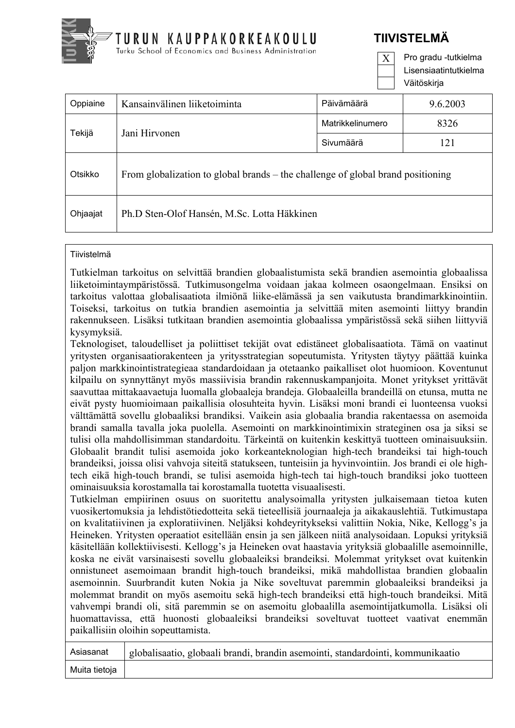TURUN KAUPPAKORKEAKOULU
Turku School of Economics and Business Administration

# TIIVISTELMÄ

| | |
|---|---|
| X | Pro gradu -tutkielma |
| | Lisensiaatintutkielma |
| | Väitöskirja |

| | | | |
|---|---|---|---|
| Oppiaine | Kansainvälinen liiketoiminta | Päivämäärä | 9.6.2003 |
| Tekijä | Jani Hirvonen | Matrikkelinumero | 8326 |
| | | Sivumäärä | 121 |
| Otsikko | From globalization to global brands – the challenge of global brand positioning | | |
| Ohjaajat | Ph.D Sten-Olof Hansén, M.Sc. Lotta Häkkinen | | |

Tiivistelmä

Tutkielman tarkoitus on selvittää brandien globaalistumista sekä brandien asemointia globaalissa liiketoimintaympäristössä. Tutkimusongelma voidaan jakaa kolmeen osaongelmaan. Ensiksi on tarkoitus valottaa globalisaatiota ilmiönä liike-elämässä ja sen vaikutusta brandimarkkinointiin. Toiseksi, tarkoitus on tutkia brandien asemointia ja selvittää miten asemointi liittyy brandin rakennukseen. Lisäksi tutkitaan brandien asemointia globaalissa ympäristössä sekä siihen liittyviä kysymyksiä.

Teknologiset, taloudelliset ja poliittiset tekijät ovat edistäneet globalisaatiota. Tämä on vaatinut yritysten organisaatiorakenteen ja yritysstrategian sopeutumista. Yritysten täytyy päättää kuinka paljon markkinointistrategieaa standardoidaan ja otetaanko paikalliset olot huomioon. Koventunut kilpailu on synnyttänyt myös massiivisia brandin rakennuskampanjoita. Monet yritykset yrittävät saavuttaa mittakaavaetuja luomalla globaaleja brandeja. Globaaleilla brandeillä on etunsa, mutta ne eivät pysty huomioimaan paikallisia olosuhteita hyvin. Lisäksi moni brandi ei luonteensa vuoksi välttämättä sovellu globaaliksi brandiksi. Vaikein asia globaalia brandia rakentaessa on asemoida brandi samalla tavalla joka puolella. Asemointi on markkinointimixin strateginen osa ja siksi se tulisi olla mahdollisimman standardoitu. Tärkeintä on kuitenkin keskittyä tuotteen ominaisuuksiin. Globaalit brandit tulisi asemoida joko korkeanteknologian high-tech brandeiksi tai high-touch brandeiksi, joissa olisi vahvoja siteitä statukseen, tunteisiin ja hyvinvointiin. Jos brandi ei ole high-tech eikä high-touch brandi, se tulisi asemoida high-tech tai high-touch brandiksi joko tuotteen ominaisuuksia korostamalla tai korostamalla tuotetta visuaalisesti.

Tutkielman empiirinen osuus on suoritettu analysoimalla yritysten julkaisemaan tietoa kuten vuosikertomuksia ja lehdistötiedotteita sekä tieteellisiä journaaleja ja aikakauslehtiä. Tutkimustapa on kvalitatiivinen ja exploratiivinen. Neljäksi kohdeyritykseksi valittiin Nokia, Nike, Kellogg's ja Heineken. Yritysten operaatiot esitellään ensin ja sen jälkeen niitä analysoidaan. Lopuksi yrityksiä käsitellään kollektiivisesti. Kellogg's ja Heineken ovat haastavia yrityksiä globaalille asemoinnille, koska ne eivät varsinaisesti sovellu globaaleiksi brandeiksi. Molemmat yritykset ovat kuitenkin onnistuneet asemoimaan brandit high-touch brandeiksi, mikä mahdollistaa brandien globaalin asemoinnin. Suurbrandit kuten Nokia ja Nike soveltuvat paremmin globaaleiksi brandeiksi ja molemmat brandit on myös asemoitu sekä high-tech brandeiksi että high-touch brandeiksi. Mitä vahvempi brandi oli, sitä paremmin se on asemoitu globaalilla asemointijatkumolla. Lisäksi oli huomattavissa, että huonosti globaaleiksi brandeiksi soveltuvat tuotteet vaativat enemmän paikallisiin oloihin sopeuttamista.

| | |
|---|---|
| Asiasanat | globalisaatio, globaali brandi, brandin asemointi, standardointi, kommunikaatio |
| Muita tietoja | |